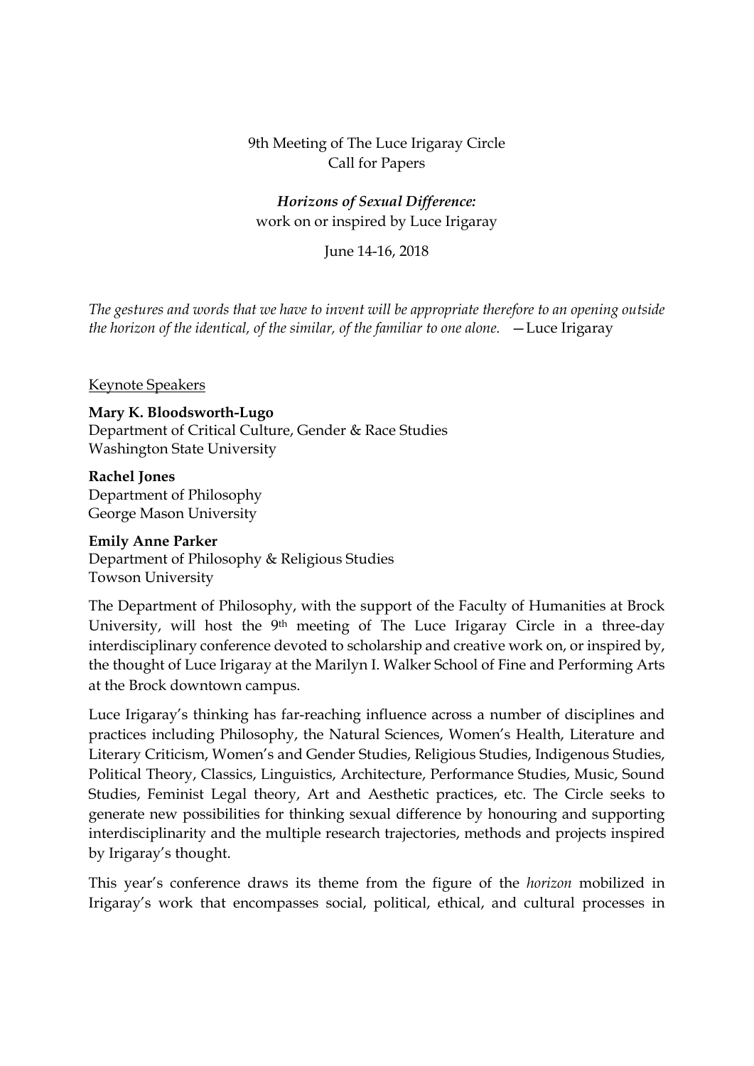9th Meeting of The Luce Irigaray Circle
Call for Papers

***Horizons of Sexual Difference:***
work on or inspired by Luce Irigaray

June 14-16, 2018

*The gestures and words that we have to invent will be appropriate therefore to an opening outside the horizon of the identical, of the similar, of the familiar to one alone.* —Luce Irigaray

Keynote Speakers

**Mary K. Bloodsworth-Lugo**
Department of Critical Culture, Gender & Race Studies
Washington State University

**Rachel Jones**
Department of Philosophy
George Mason University

**Emily Anne Parker**
Department of Philosophy & Religious Studies
Towson University

The Department of Philosophy, with the support of the Faculty of Humanities at Brock University, will host the 9th meeting of The Luce Irigaray Circle in a three-day interdisciplinary conference devoted to scholarship and creative work on, or inspired by, the thought of Luce Irigaray at the Marilyn I. Walker School of Fine and Performing Arts at the Brock downtown campus.

Luce Irigaray's thinking has far-reaching influence across a number of disciplines and practices including Philosophy, the Natural Sciences, Women's Health, Literature and Literary Criticism, Women's and Gender Studies, Religious Studies, Indigenous Studies, Political Theory, Classics, Linguistics, Architecture, Performance Studies, Music, Sound Studies, Feminist Legal theory, Art and Aesthetic practices, etc. The Circle seeks to generate new possibilities for thinking sexual difference by honouring and supporting interdisciplinarity and the multiple research trajectories, methods and projects inspired by Irigaray's thought.

This year's conference draws its theme from the figure of the *horizon* mobilized in Irigaray's work that encompasses social, political, ethical, and cultural processes in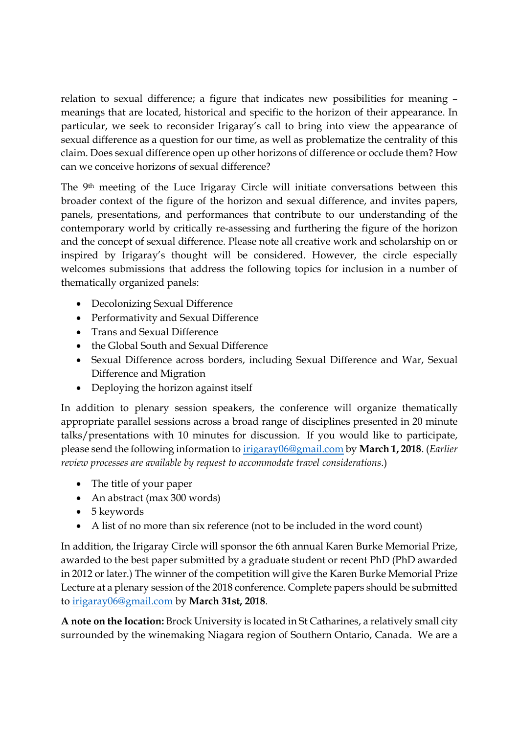relation to sexual difference; a figure that indicates new possibilities for meaning – meanings that are located, historical and specific to the horizon of their appearance. In particular, we seek to reconsider Irigaray's call to bring into view the appearance of sexual difference as a question for our time, as well as problematize the centrality of this claim. Does sexual difference open up other horizons of difference or occlude them? How can we conceive horizon*s* of sexual difference?

The 9th meeting of the Luce Irigaray Circle will initiate conversations between this broader context of the figure of the horizon and sexual difference, and invites papers, panels, presentations, and performances that contribute to our understanding of the contemporary world by critically re-assessing and furthering the figure of the horizon and the concept of sexual difference. Please note all creative work and scholarship on or inspired by Irigaray's thought will be considered. However, the circle especially welcomes submissions that address the following topics for inclusion in a number of thematically organized panels:

- Decolonizing Sexual Difference
- Performativity and Sexual Difference
- Trans and Sexual Difference
- the Global South and Sexual Difference
- Sexual Difference across borders, including Sexual Difference and War, Sexual Difference and Migration
- Deploying the horizon against itself

In addition to plenary session speakers, the conference will organize thematically appropriate parallel sessions across a broad range of disciplines presented in 20 minute talks/presentations with 10 minutes for discussion. If you would like to participate, please send the following information to irigaray06@gmail.com by **March 1, 2018**. (*Earlier review processes are available by request to accommodate travel considerations*.)

- The title of your paper
- An abstract (max 300 words)
- 5 keywords
- A list of no more than six reference (not to be included in the word count)

In addition, the Irigaray Circle will sponsor the 6th annual Karen Burke Memorial Prize, awarded to the best paper submitted by a graduate student or recent PhD (PhD awarded in 2012 or later.) The winner of the competition will give the Karen Burke Memorial Prize Lecture at a plenary session of the 2018 conference. Complete papers should be submitted to irigaray06@gmail.com by **March 31st, 2018**.

**A note on the location:** Brock University is located in St Catharines, a relatively small city surrounded by the winemaking Niagara region of Southern Ontario, Canada. We are a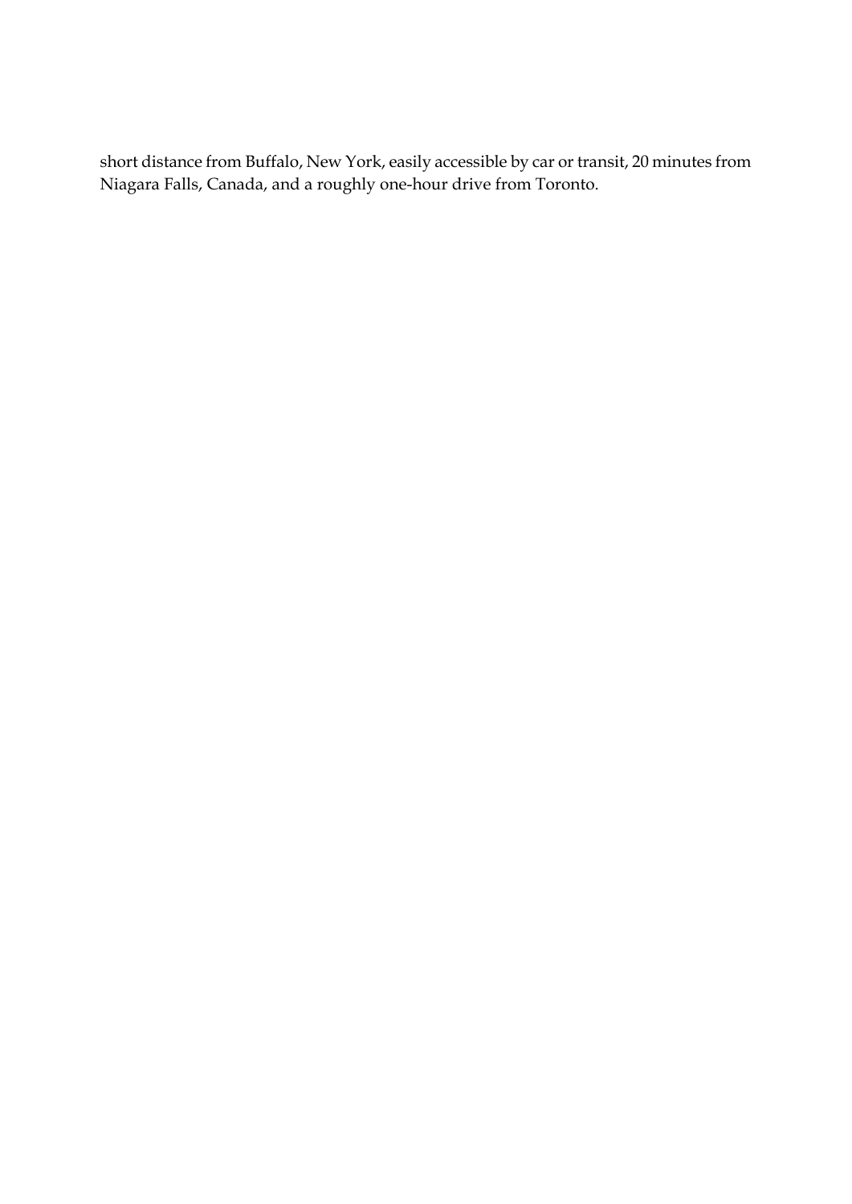short distance from Buffalo, New York, easily accessible by car or transit, 20 minutes from Niagara Falls, Canada, and a roughly one-hour drive from Toronto.